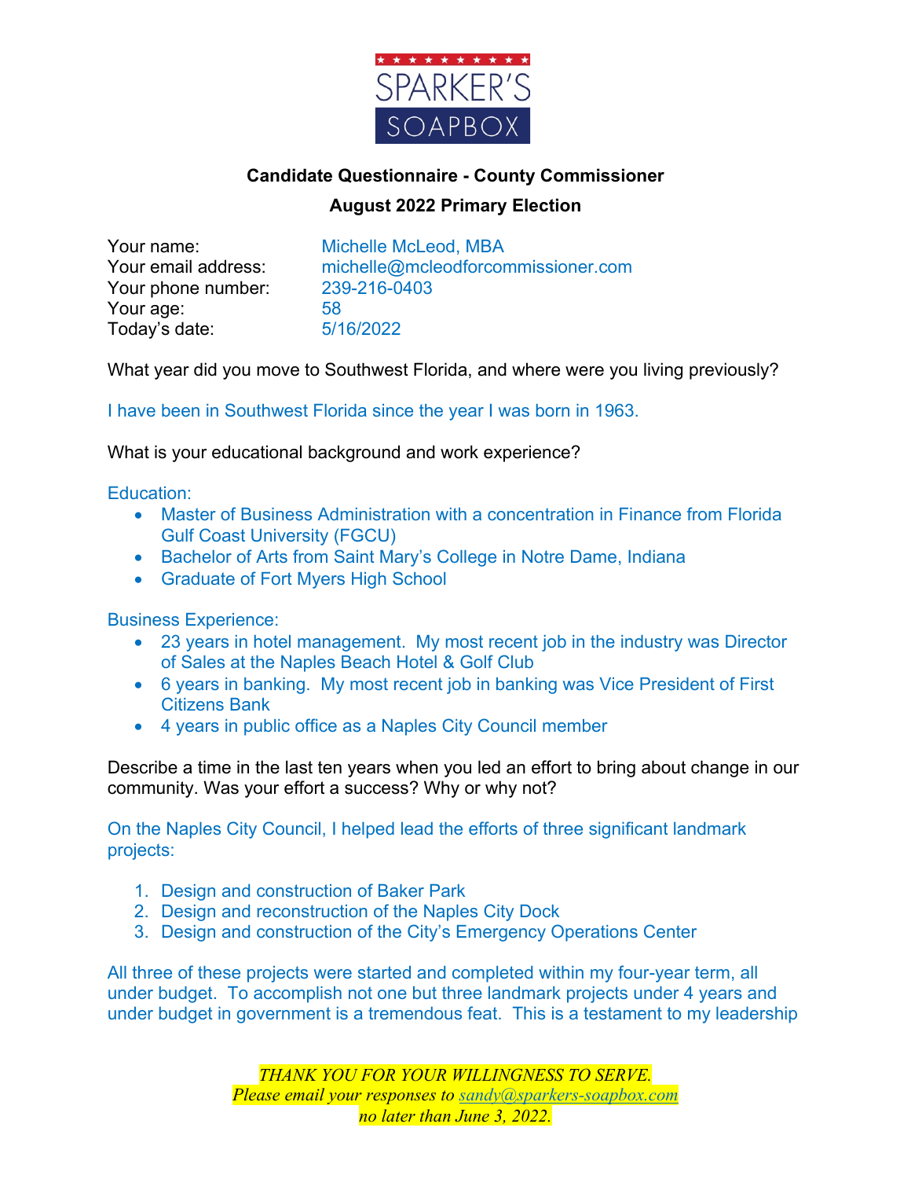SPARKER'S SOAPBOX

**Candidate Questionnaire - County Commissioner**

**August 2022 Primary Election**

Your name: Michelle McLeod, MBA
Your email address: michelle@mcleodforcommissioner.com
Your phone number: 239-216-0403
Your age: 58
Today's date: 5/16/2022

What year did you move to Southwest Florida, and where were you living previously?

I have been in Southwest Florida since the year I was born in 1963.

What is your educational background and work experience?

Education:

- Master of Business Administration with a concentration in Finance from Florida Gulf Coast University (FGCU)
- Bachelor of Arts from Saint Mary's College in Notre Dame, Indiana
- Graduate of Fort Myers High School

Business Experience:

- 23 years in hotel management. My most recent job in the industry was Director of Sales at the Naples Beach Hotel & Golf Club
- 6 years in banking. My most recent job in banking was Vice President of First Citizens Bank
- 4 years in public office as a Naples City Council member

Describe a time in the last ten years when you led an effort to bring about change in our community. Was your effort a success? Why or why not?

On the Naples City Council, I helped lead the efforts of three significant landmark projects:

1. Design and construction of Baker Park
2. Design and reconstruction of the Naples City Dock
3. Design and construction of the City's Emergency Operations Center

All three of these projects were started and completed within my four-year term, all under budget. To accomplish not one but three landmark projects under 4 years and under budget in government is a tremendous feat. This is a testament to my leadership

*THANK YOU FOR YOUR WILLINGNESS TO SERVE.*
*Please email your responses to sandy@sparkers-soapbox.com*
*no later than June 3, 2022.*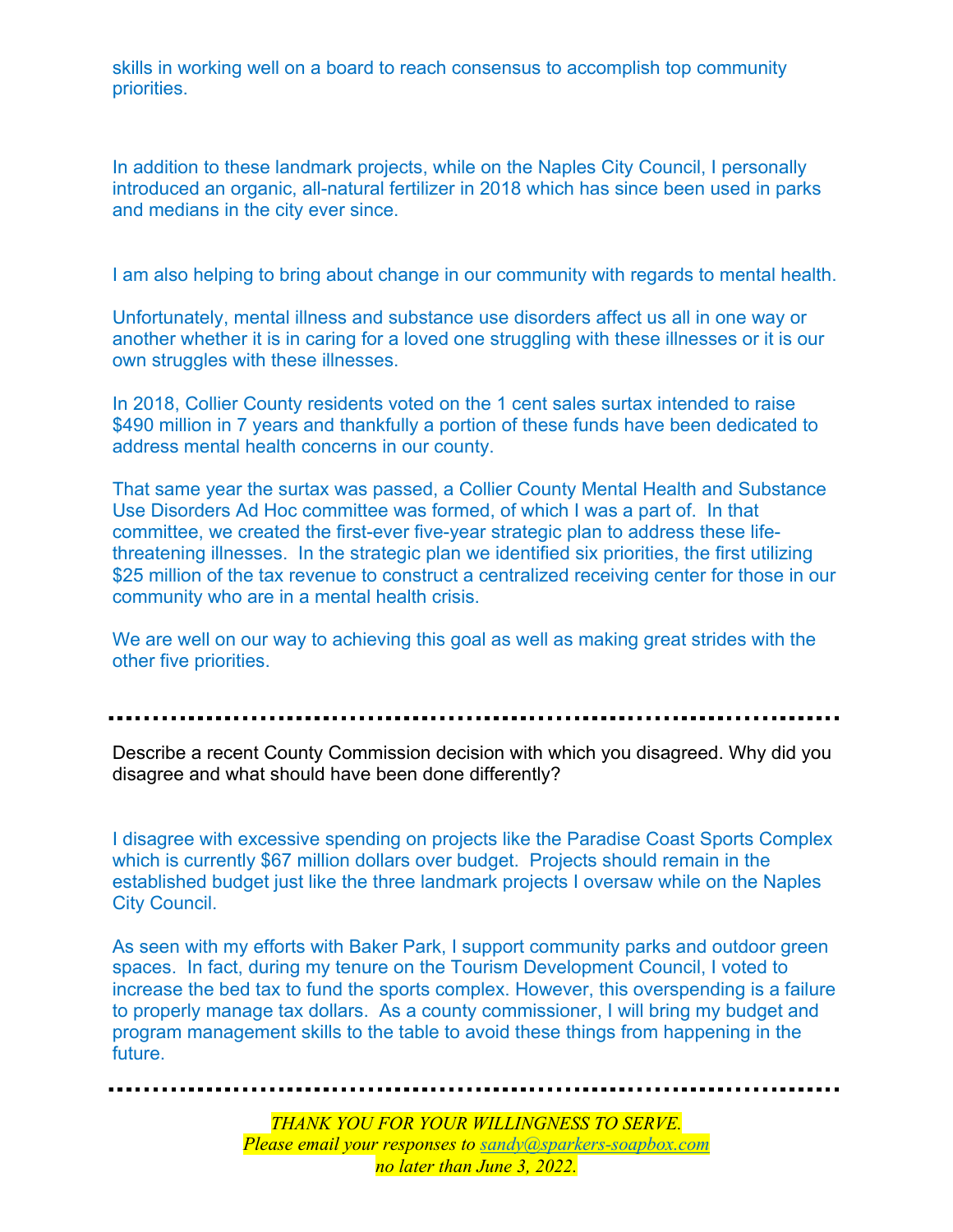skills in working well on a board to reach consensus to accomplish top community priorities.

In addition to these landmark projects, while on the Naples City Council, I personally introduced an organic, all-natural fertilizer in 2018 which has since been used in parks and medians in the city ever since.

I am also helping to bring about change in our community with regards to mental health.

Unfortunately, mental illness and substance use disorders affect us all in one way or another whether it is in caring for a loved one struggling with these illnesses or it is our own struggles with these illnesses.

In 2018, Collier County residents voted on the 1 cent sales surtax intended to raise $490 million in 7 years and thankfully a portion of these funds have been dedicated to address mental health concerns in our county.

That same year the surtax was passed, a Collier County Mental Health and Substance Use Disorders Ad Hoc committee was formed, of which I was a part of. In that committee, we created the first-ever five-year strategic plan to address these life-threatening illnesses. In the strategic plan we identified six priorities, the first utilizing $25 million of the tax revenue to construct a centralized receiving center for those in our community who are in a mental health crisis.

We are well on our way to achieving this goal as well as making great strides with the other five priorities.

---

Describe a recent County Commission decision with which you disagreed. Why did you disagree and what should have been done differently?

I disagree with excessive spending on projects like the Paradise Coast Sports Complex which is currently $67 million dollars over budget. Projects should remain in the established budget just like the three landmark projects I oversaw while on the Naples City Council.

As seen with my efforts with Baker Park, I support community parks and outdoor green spaces. In fact, during my tenure on the Tourism Development Council, I voted to increase the bed tax to fund the sports complex. However, this overspending is a failure to properly manage tax dollars. As a county commissioner, I will bring my budget and program management skills to the table to avoid these things from happening in the future.

---

*THANK YOU FOR YOUR WILLINGNESS TO SERVE.*
*Please email your responses to [sandy@sparkers-soapbox.com](mailto:sandy@sparkers-soapbox.com)*
*no later than June 3, 2022.*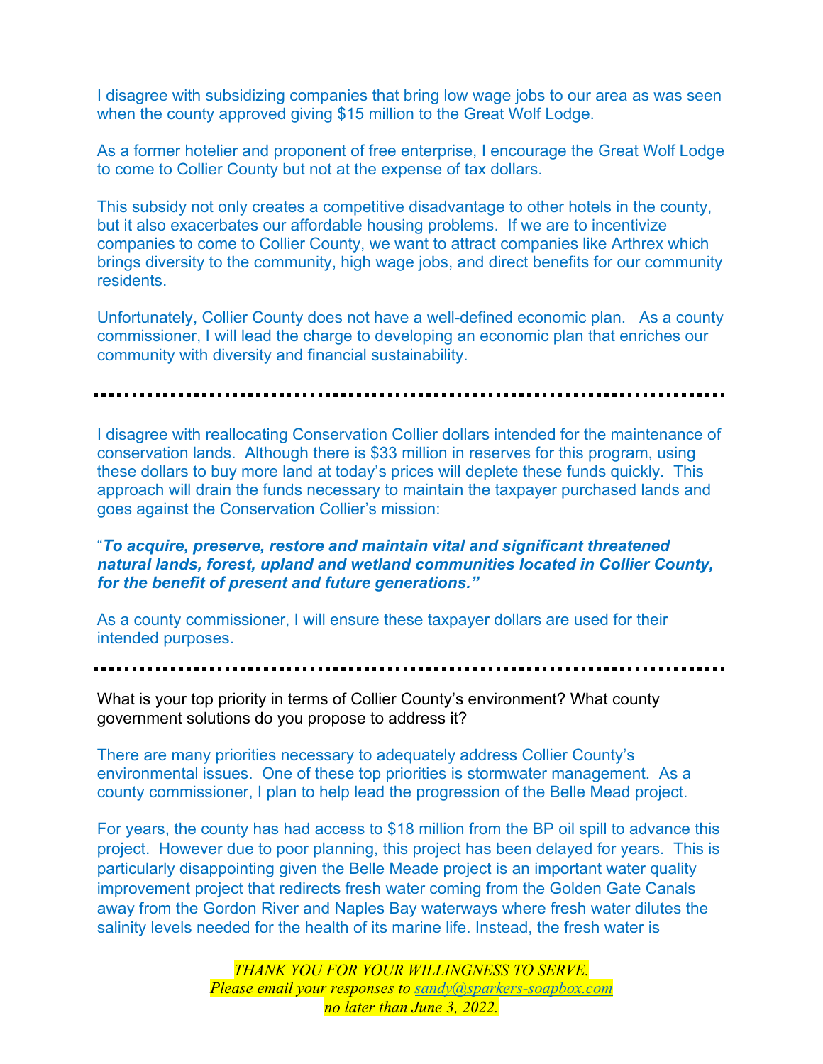I disagree with subsidizing companies that bring low wage jobs to our area as was seen when the county approved giving $15 million to the Great Wolf Lodge.

As a former hotelier and proponent of free enterprise, I encourage the Great Wolf Lodge to come to Collier County but not at the expense of tax dollars.

This subsidy not only creates a competitive disadvantage to other hotels in the county, but it also exacerbates our affordable housing problems. If we are to incentivize companies to come to Collier County, we want to attract companies like Arthrex which brings diversity to the community, high wage jobs, and direct benefits for our community residents.

Unfortunately, Collier County does not have a well-defined economic plan. As a county commissioner, I will lead the charge to developing an economic plan that enriches our community with diversity and financial sustainability.

---

I disagree with reallocating Conservation Collier dollars intended for the maintenance of conservation lands. Although there is $33 million in reserves for this program, using these dollars to buy more land at today's prices will deplete these funds quickly. This approach will drain the funds necessary to maintain the taxpayer purchased lands and goes against the Conservation Collier's mission:

"***To acquire, preserve, restore and maintain vital and significant threatened natural lands, forest, upland and wetland communities located in Collier County, for the benefit of present and future generations."***

As a county commissioner, I will ensure these taxpayer dollars are used for their intended purposes.

---

What is your top priority in terms of Collier County's environment? What county government solutions do you propose to address it?

There are many priorities necessary to adequately address Collier County's environmental issues. One of these top priorities is stormwater management. As a county commissioner, I plan to help lead the progression of the Belle Mead project.

For years, the county has had access to $18 million from the BP oil spill to advance this project. However due to poor planning, this project has been delayed for years. This is particularly disappointing given the Belle Meade project is an important water quality improvement project that redirects fresh water coming from the Golden Gate Canals away from the Gordon River and Naples Bay waterways where fresh water dilutes the salinity levels needed for the health of its marine life. Instead, the fresh water is

*THANK YOU FOR YOUR WILLINGNESS TO SERVE.*
*Please email your responses to sandy@sparkers-soapbox.com*
*no later than June 3, 2022.*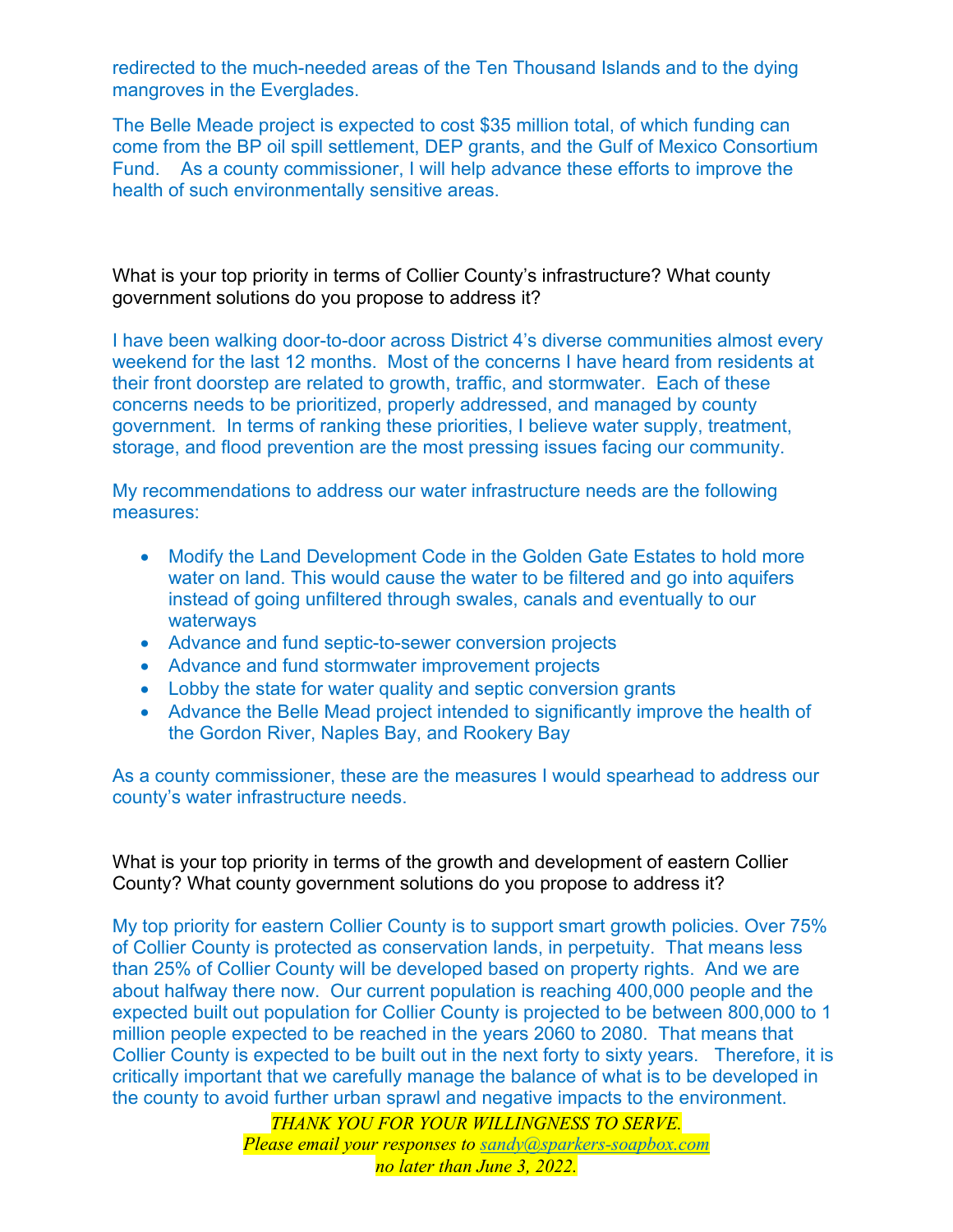redirected to the much-needed areas of the Ten Thousand Islands and to the dying mangroves in the Everglades.

The Belle Meade project is expected to cost $35 million total, of which funding can come from the BP oil spill settlement, DEP grants, and the Gulf of Mexico Consortium Fund. As a county commissioner, I will help advance these efforts to improve the health of such environmentally sensitive areas.

What is your top priority in terms of Collier County's infrastructure? What county government solutions do you propose to address it?

I have been walking door-to-door across District 4's diverse communities almost every weekend for the last 12 months. Most of the concerns I have heard from residents at their front doorstep are related to growth, traffic, and stormwater. Each of these concerns needs to be prioritized, properly addressed, and managed by county government. In terms of ranking these priorities, I believe water supply, treatment, storage, and flood prevention are the most pressing issues facing our community.

My recommendations to address our water infrastructure needs are the following measures:

- Modify the Land Development Code in the Golden Gate Estates to hold more water on land. This would cause the water to be filtered and go into aquifers instead of going unfiltered through swales, canals and eventually to our waterways
- Advance and fund septic-to-sewer conversion projects
- Advance and fund stormwater improvement projects
- Lobby the state for water quality and septic conversion grants
- Advance the Belle Mead project intended to significantly improve the health of the Gordon River, Naples Bay, and Rookery Bay

As a county commissioner, these are the measures I would spearhead to address our county's water infrastructure needs.

What is your top priority in terms of the growth and development of eastern Collier County? What county government solutions do you propose to address it?

My top priority for eastern Collier County is to support smart growth policies. Over 75% of Collier County is protected as conservation lands, in perpetuity. That means less than 25% of Collier County will be developed based on property rights. And we are about halfway there now. Our current population is reaching 400,000 people and the expected built out population for Collier County is projected to be between 800,000 to 1 million people expected to be reached in the years 2060 to 2080. That means that Collier County is expected to be built out in the next forty to sixty years. Therefore, it is critically important that we carefully manage the balance of what is to be developed in the county to avoid further urban sprawl and negative impacts to the environment.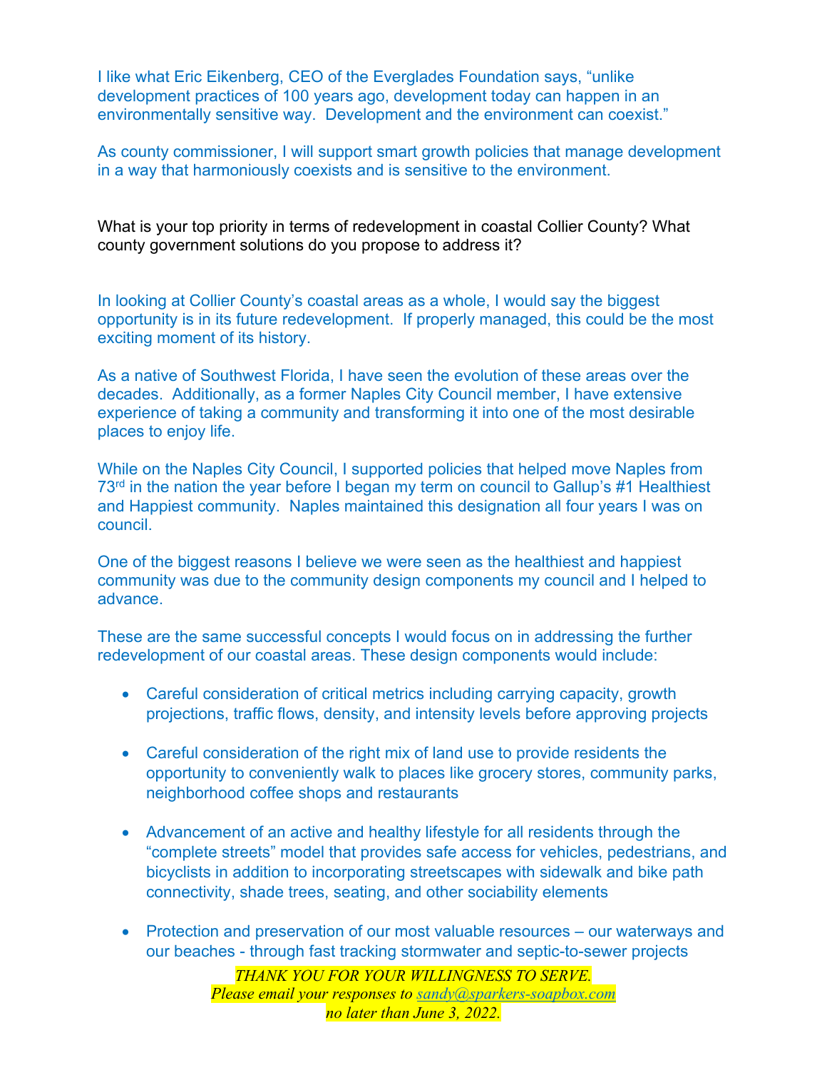I like what Eric Eikenberg, CEO of the Everglades Foundation says, "unlike development practices of 100 years ago, development today can happen in an environmentally sensitive way. Development and the environment can coexist."

As county commissioner, I will support smart growth policies that manage development in a way that harmoniously coexists and is sensitive to the environment.

What is your top priority in terms of redevelopment in coastal Collier County? What county government solutions do you propose to address it?

In looking at Collier County's coastal areas as a whole, I would say the biggest opportunity is in its future redevelopment. If properly managed, this could be the most exciting moment of its history.

As a native of Southwest Florida, I have seen the evolution of these areas over the decades. Additionally, as a former Naples City Council member, I have extensive experience of taking a community and transforming it into one of the most desirable places to enjoy life.

While on the Naples City Council, I supported policies that helped move Naples from 73rd in the nation the year before I began my term on council to Gallup's #1 Healthiest and Happiest community. Naples maintained this designation all four years I was on council.

One of the biggest reasons I believe we were seen as the healthiest and happiest community was due to the community design components my council and I helped to advance.

These are the same successful concepts I would focus on in addressing the further redevelopment of our coastal areas. These design components would include:

- Careful consideration of critical metrics including carrying capacity, growth projections, traffic flows, density, and intensity levels before approving projects
- Careful consideration of the right mix of land use to provide residents the opportunity to conveniently walk to places like grocery stores, community parks, neighborhood coffee shops and restaurants
- Advancement of an active and healthy lifestyle for all residents through the "complete streets" model that provides safe access for vehicles, pedestrians, and bicyclists in addition to incorporating streetscapes with sidewalk and bike path connectivity, shade trees, seating, and other sociability elements
- Protection and preservation of our most valuable resources – our waterways and our beaches - through fast tracking stormwater and septic-to-sewer projects

*THANK YOU FOR YOUR WILLINGNESS TO SERVE.*
*Please email your responses to sandy@sparkers-soapbox.com*
*no later than June 3, 2022.*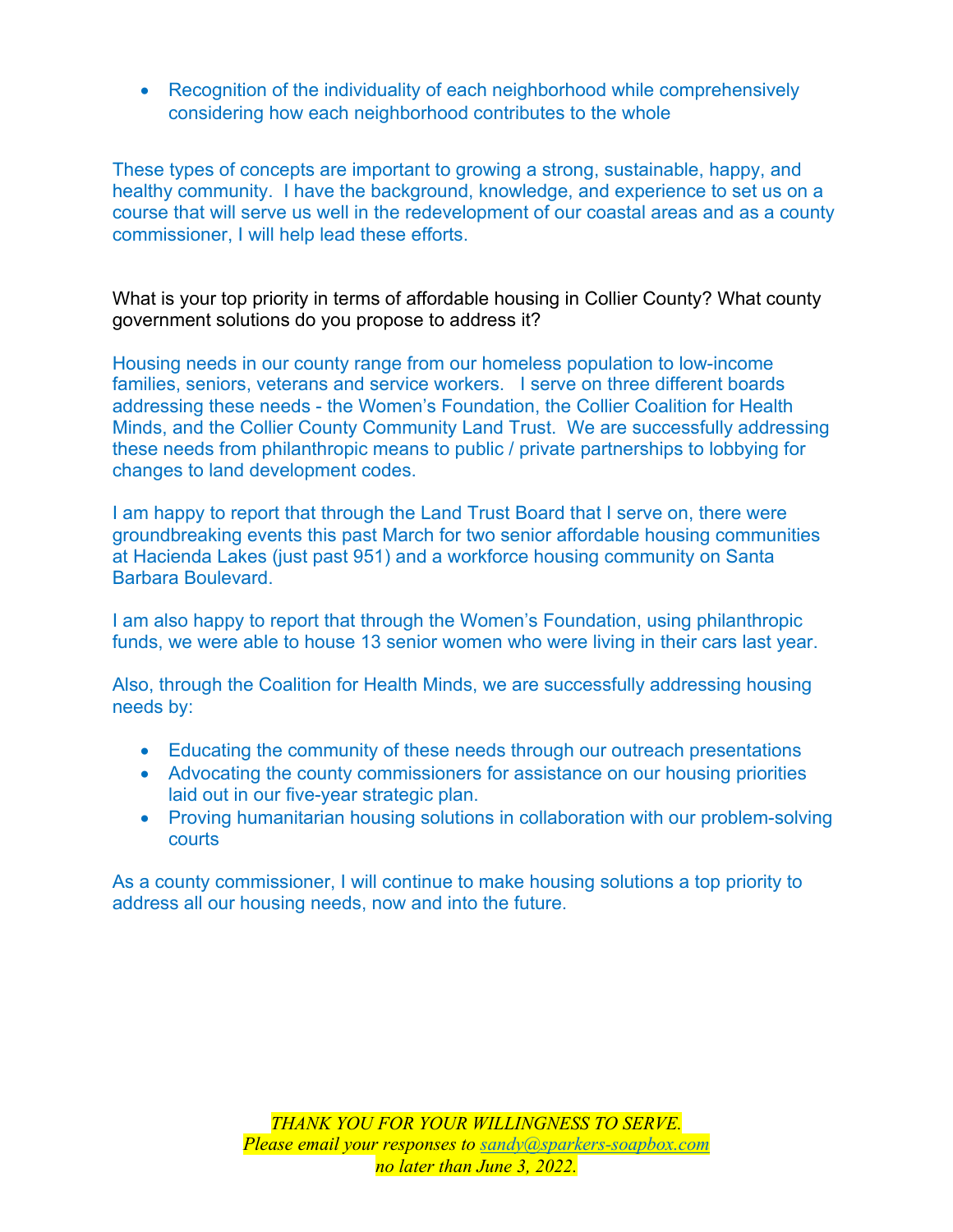- Recognition of the individuality of each neighborhood while comprehensively considering how each neighborhood contributes to the whole

These types of concepts are important to growing a strong, sustainable, happy, and healthy community. I have the background, knowledge, and experience to set us on a course that will serve us well in the redevelopment of our coastal areas and as a county commissioner, I will help lead these efforts.

What is your top priority in terms of affordable housing in Collier County? What county government solutions do you propose to address it?

Housing needs in our county range from our homeless population to low-income families, seniors, veterans and service workers. I serve on three different boards addressing these needs - the Women's Foundation, the Collier Coalition for Health Minds, and the Collier County Community Land Trust. We are successfully addressing these needs from philanthropic means to public / private partnerships to lobbying for changes to land development codes.

I am happy to report that through the Land Trust Board that I serve on, there were groundbreaking events this past March for two senior affordable housing communities at Hacienda Lakes (just past 951) and a workforce housing community on Santa Barbara Boulevard.

I am also happy to report that through the Women's Foundation, using philanthropic funds, we were able to house 13 senior women who were living in their cars last year.

Also, through the Coalition for Health Minds, we are successfully addressing housing needs by:

- Educating the community of these needs through our outreach presentations
- Advocating the county commissioners for assistance on our housing priorities laid out in our five-year strategic plan.
- Proving humanitarian housing solutions in collaboration with our problem-solving courts

As a county commissioner, I will continue to make housing solutions a top priority to address all our housing needs, now and into the future.

*THANK YOU FOR YOUR WILLINGNESS TO SERVE.*
*Please email your responses to sandy@sparkers-soapbox.com*
*no later than June 3, 2022.*